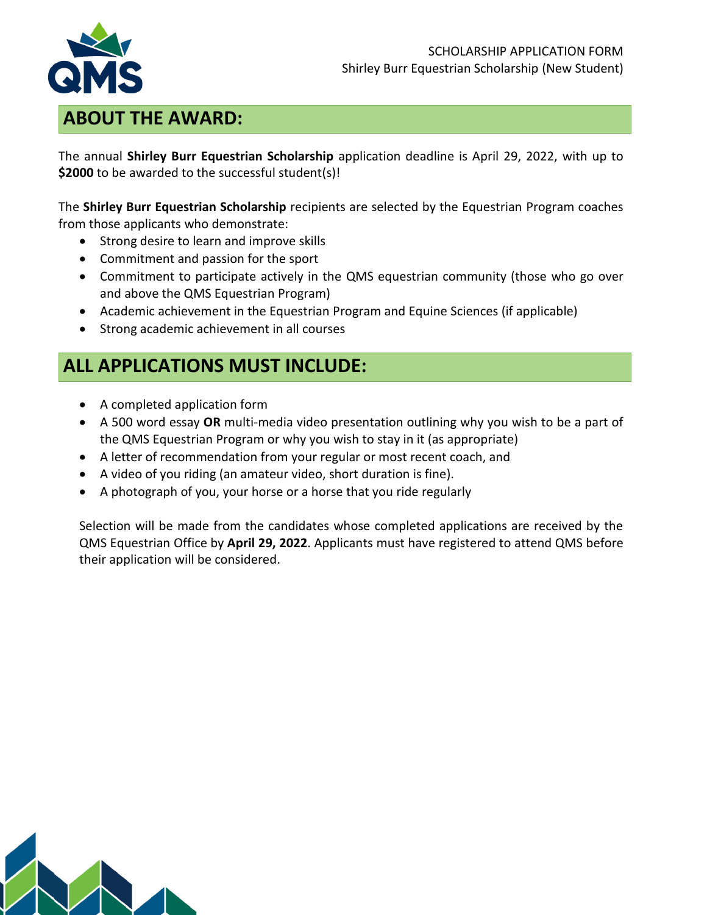SCHOLARSHIP APPLICATION FORM
Shirley Burr Equestrian Scholarship (New Student)

## ABOUT THE AWARD:

The annual **Shirley Burr Equestrian Scholarship** application deadline is April 29, 2022, with up to **$2000** to be awarded to the successful student(s)!

The **Shirley Burr Equestrian Scholarship** recipients are selected by the Equestrian Program coaches from those applicants who demonstrate:

- Strong desire to learn and improve skills
- Commitment and passion for the sport
- Commitment to participate actively in the QMS equestrian community (those who go over and above the QMS Equestrian Program)
- Academic achievement in the Equestrian Program and Equine Sciences (if applicable)
- Strong academic achievement in all courses

## ALL APPLICATIONS MUST INCLUDE:

- A completed application form
- A 500 word essay **OR** multi-media video presentation outlining why you wish to be a part of the QMS Equestrian Program or why you wish to stay in it (as appropriate)
- A letter of recommendation from your regular or most recent coach, and
- A video of you riding (an amateur video, short duration is fine).
- A photograph of you, your horse or a horse that you ride regularly

Selection will be made from the candidates whose completed applications are received by the QMS Equestrian Office by **April 29, 2022**. Applicants must have registered to attend QMS before their application will be considered.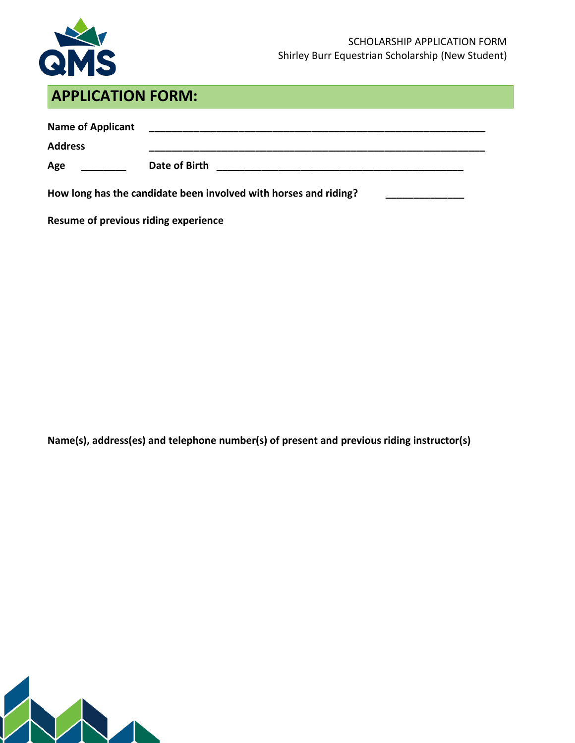SCHOLARSHIP APPLICATION FORM
Shirley Burr Equestrian Scholarship (New Student)

## APPLICATION FORM:

**Name of Applicant** ____________________________________________________________

**Address** ____________________________________________________________

**Age** ________ **Date of Birth** ____________________________________________

**How long has the candidate been involved with horses and riding?** ______________

**Resume of previous riding experience**

**Name(s), address(es) and telephone number(s) of present and previous riding instructor(s)**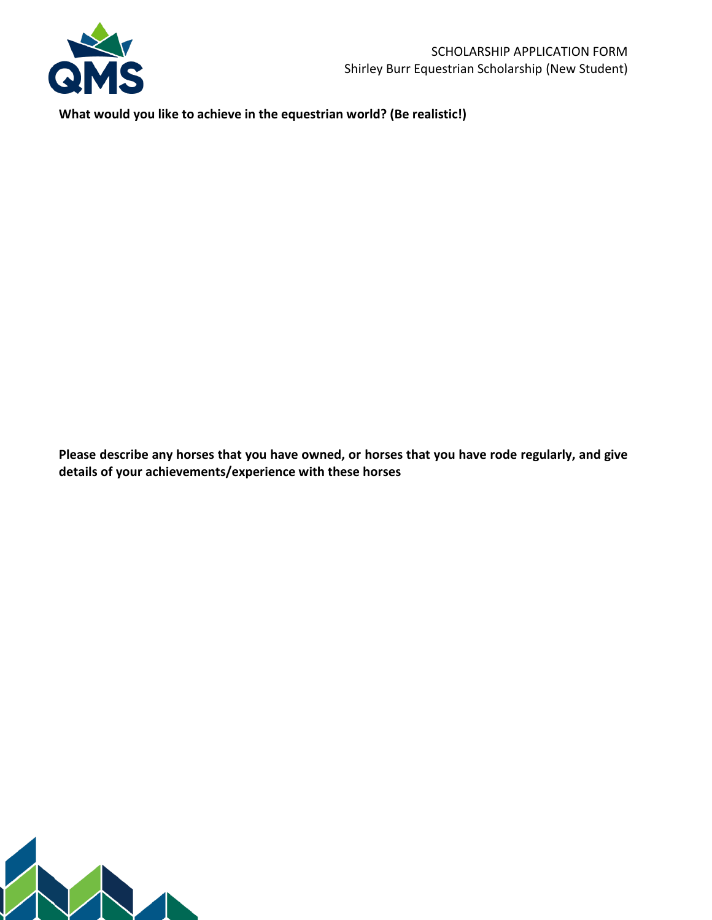SCHOLARSHIP APPLICATION FORM
Shirley Burr Equestrian Scholarship (New Student)

**What would you like to achieve in the equestrian world? (Be realistic!)**

**Please describe any horses that you have owned, or horses that you have rode regularly, and give details of your achievements/experience with these horses**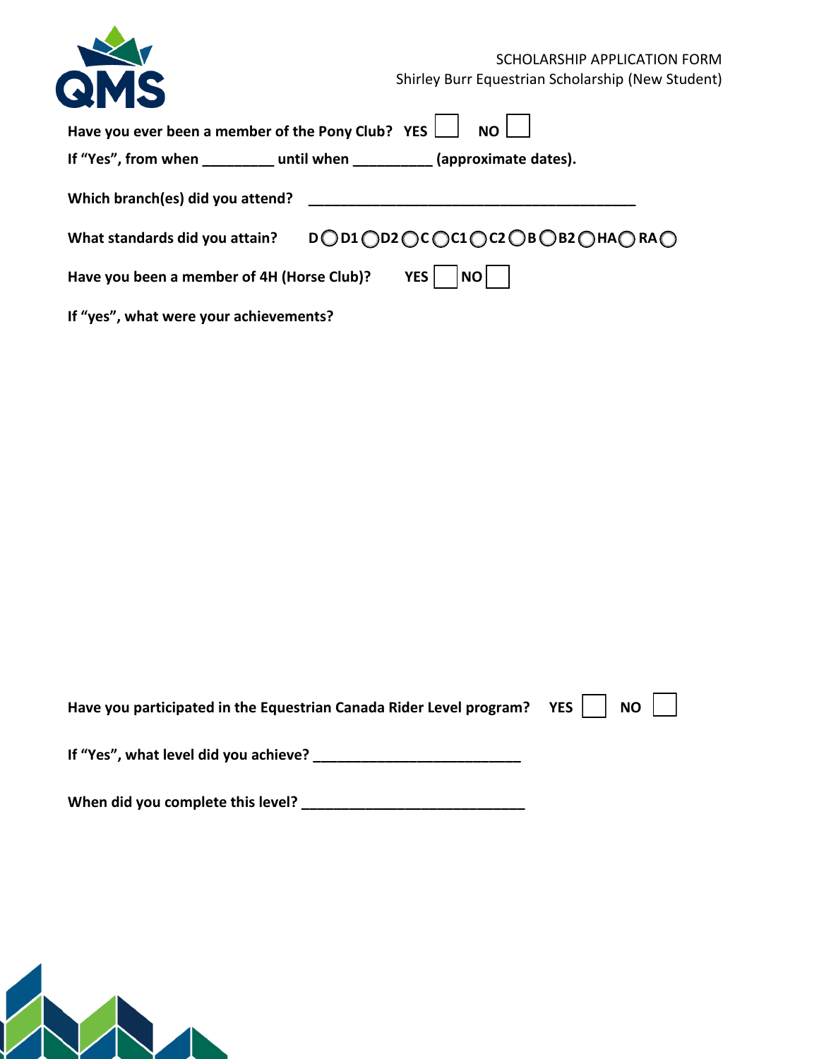SCHOLARSHIP APPLICATION FORM
Shirley Burr Equestrian Scholarship (New Student)

**Have you ever been a member of the Pony Club? YES ☐ NO ☐**

**If "Yes", from when _________ until when __________ (approximate dates).**

**Which branch(es) did you attend? ___________________________________________**

**What standards did you attain? D ◯ D1 ◯ D2 ◯ C ◯ C1 ◯ C2 ◯ B ◯ B2 ◯ HA ◯ RA ◯**

**Have you been a member of 4H (Horse Club)? YES ☐ NO ☐**

**If "yes", what were your achievements?**

**Have you participated in the Equestrian Canada Rider Level program? YES ☐ NO ☐**

**If "Yes", what level did you achieve? ___________________________**

**When did you complete this level? _____________________________**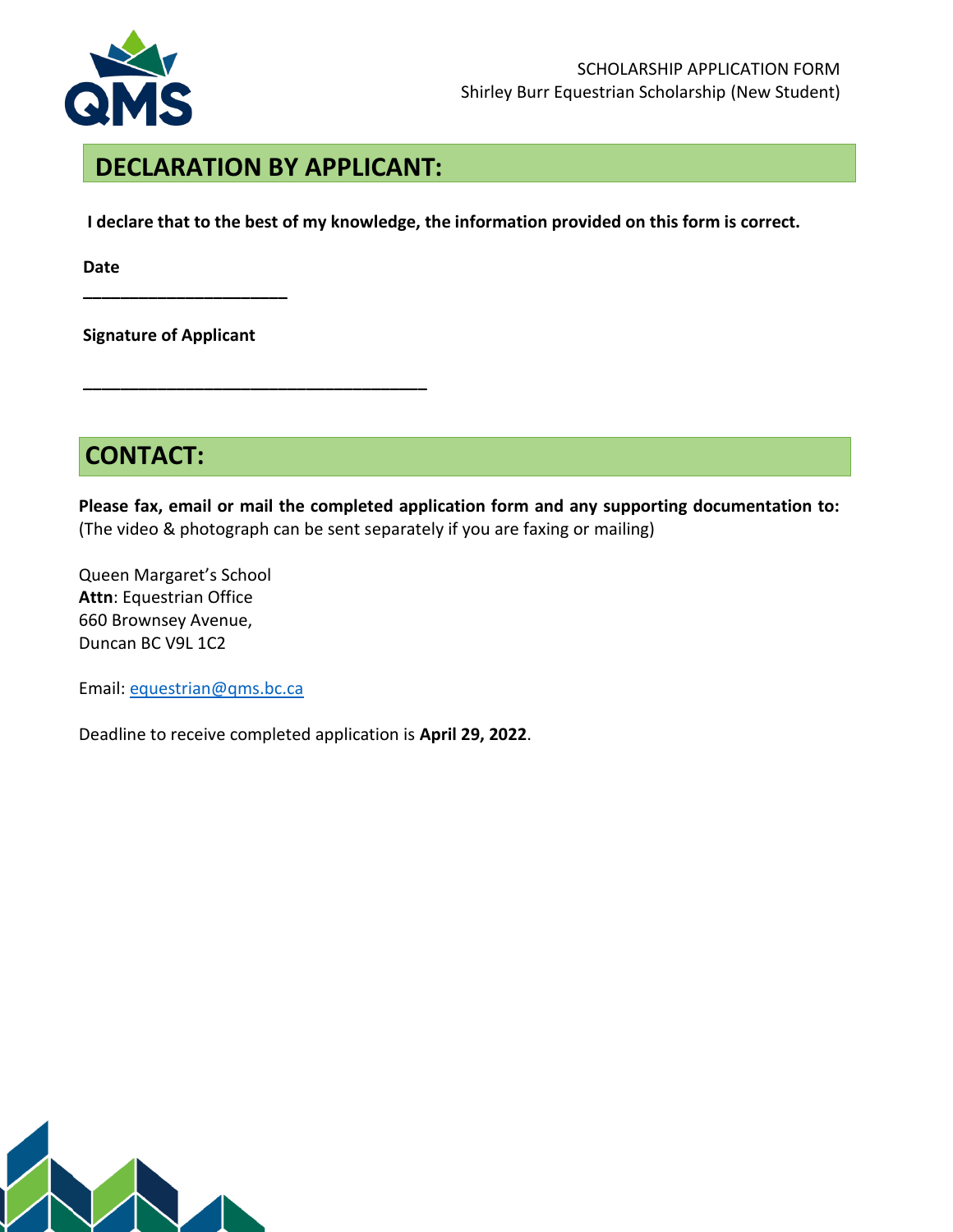SCHOLARSHIP APPLICATION FORM
Shirley Burr Equestrian Scholarship (New Student)

## DECLARATION BY APPLICANT:

**I declare that to the best of my knowledge, the information provided on this form is correct.**

**Date**

______________________

**Signature of Applicant**

_____________________________________

## CONTACT:

**Please fax, email or mail the completed application form and any supporting documentation to:**
(The video & photograph can be sent separately if you are faxing or mailing)

Queen Margaret's School
**Attn**: Equestrian Office
660 Brownsey Avenue,
Duncan BC V9L 1C2

Email: equestrian@qms.bc.ca

Deadline to receive completed application is **April 29, 2022**.